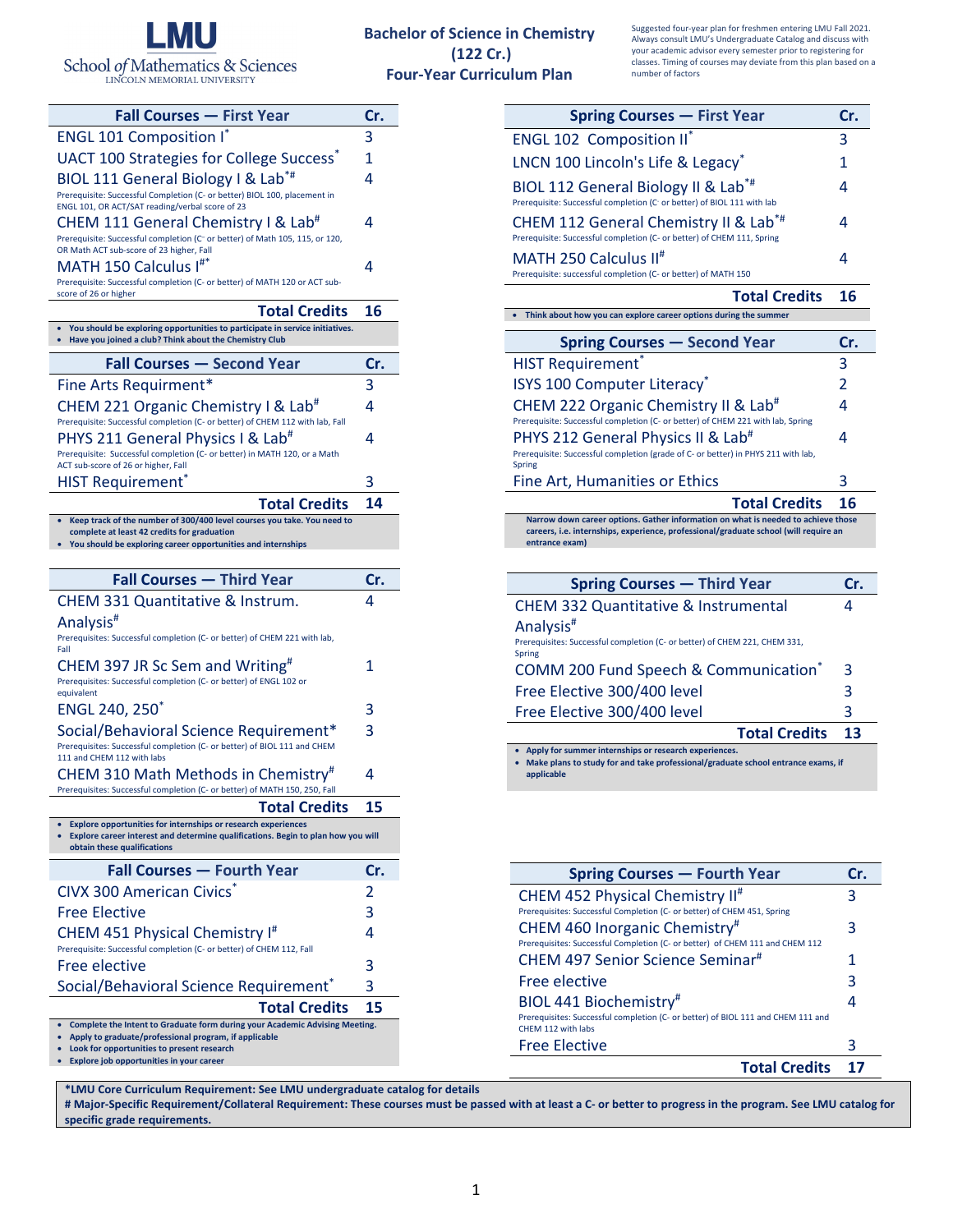LMU School of Mathematics & Sciences
LINCOLN MEMORIAL UNIVERSITY

# Bachelor of Science in Chemistry (122 Cr.)
## Four-Year Curriculum Plan

Suggested four-year plan for freshmen entering LMU Fall 2021. Always consult LMU's Undergraduate Catalog and discuss with your academic advisor every semester prior to registering for classes. Timing of courses may deviate from this plan based on a number of factors

| Fall Courses — First Year | Cr. |
|---|---|
| ENGL 101 Composition I* | 3 |
| UACT 100 Strategies for College Success* | 1 |
| BIOL 111 General Biology I & Lab*# <br> Prerequisite: Successful Completion (C- or better) BIOL 100, placement in ENGL 101, OR ACT/SAT reading/verbal score of 23 | 4 |
| CHEM 111 General Chemistry I & Lab# <br> Prerequisite: Successful completion (C- or better) of Math 105, 115, or 120, OR Math ACT sub-score of 23 higher, Fall | 4 |
| MATH 150 Calculus I#* <br> Prerequisite: Successful completion (C- or better) of MATH 120 or ACT sub-score of 26 or higher | 4 |
| **Total Credits** | **16** |

- **You should be exploring opportunities to participate in service initiatives.**
- **Have you joined a club? Think about the Chemistry Club**

| Spring Courses — First Year | Cr. |
|---|---|
| ENGL 102 Composition II* | 3 |
| LNCN 100 Lincoln's Life & Legacy* | 1 |
| BIOL 112 General Biology II & Lab*# <br> Prerequisite: Successful completion (C- or better) of BIOL 111 with lab | 4 |
| CHEM 112 General Chemistry II & Lab*# <br> Prerequisite: Successful completion (C- or better) of CHEM 111, Spring | 4 |
| MATH 250 Calculus II# <br> Prerequisite: successful completion (C- or better) of MATH 150 | 4 |
| **Total Credits** | **16** |

- **Think about how you can explore career options during the summer**

| Fall Courses — Second Year | Cr. |
|---|---|
| Fine Arts Requirment* | 3 |
| CHEM 221 Organic Chemistry I & Lab# <br> Prerequisite: Successful completion (C- or better) of CHEM 112 with lab, Fall | 4 |
| PHYS 211 General Physics I & Lab# <br> Prerequisite: Successful completion (C- or better) in MATH 120, or a Math ACT sub-score of 26 or higher, Fall | 4 |
| HIST Requirement* | 3 |
| **Total Credits** | **14** |

- **Keep track of the number of 300/400 level courses you take. You need to complete at least 42 credits for graduation**
- **You should be exploring career opportunities and internships**

| Spring Courses — Second Year | Cr. |
|---|---|
| HIST Requirement* | 3 |
| ISYS 100 Computer Literacy* | 2 |
| CHEM 222 Organic Chemistry II & Lab# <br> Prerequisite: Successful completion (C- or better) of CHEM 221 with lab, Spring | 4 |
| PHYS 212 General Physics II & Lab# <br> Prerequisite: Successful completion (grade of C- or better) in PHYS 211 with lab, Spring | 4 |
| Fine Art, Humanities or Ethics | 3 |
| **Total Credits** | **16** |

**Narrow down career options. Gather information on what is needed to achieve those careers, i.e. internships, experience, professional/graduate school (will require an entrance exam)**

| Fall Courses — Third Year | Cr. |
|---|---|
| CHEM 331 Quantitative & Instrum. Analysis# <br> Prerequisites: Successful completion (C- or better) of CHEM 221 with lab, Fall | 4 |
| CHEM 397 JR Sc Sem and Writing# <br> Prerequisites: Successful completion (C- or better) of ENGL 102 or equivalent | 1 |
| ENGL 240, 250* | 3 |
| Social/Behavioral Science Requirement* <br> Prerequisites: Successful completion (C- or better) of BIOL 111 and CHEM 111 and CHEM 112 with labs | 3 |
| CHEM 310 Math Methods in Chemistry# <br> Prerequisites: Successful completion (C- or better) of MATH 150, 250, Fall | 4 |
| **Total Credits** | **15** |

- **Explore opportunities for internships or research experiences**
- **Explore career interest and determine qualifications. Begin to plan how you will obtain these qualifications**

| Spring Courses — Third Year | Cr. |
|---|---|
| CHEM 332 Quantitative & Instrumental Analysis# <br> Prerequisites: Successful completion (C- or better) of CHEM 221, CHEM 331, Spring | 4 |
| COMM 200 Fund Speech & Communication* | 3 |
| Free Elective 300/400 level | 3 |
| Free Elective 300/400 level | 3 |
| **Total Credits** | **13** |

- **Apply for summer internships or research experiences.**
- **Make plans to study for and take professional/graduate school entrance exams, if applicable**

| Fall Courses — Fourth Year | Cr. |
|---|---|
| CIVX 300 American Civics* | 2 |
| Free Elective | 3 |
| CHEM 451 Physical Chemistry I# <br> Prerequisite: Successful completion (C- or better) of CHEM 112, Fall | 4 |
| Free elective | 3 |
| Social/Behavioral Science Requirement* | 3 |
| **Total Credits** | **15** |

- **Complete the Intent to Graduate form during your Academic Advising Meeting.**
- **Apply to graduate/professional program, if applicable**
- **Look for opportunities to present research**
- **Explore job opportunities in your career**

| Spring Courses — Fourth Year | Cr. |
|---|---|
| CHEM 452 Physical Chemistry II# <br> Prerequisites: Successful Completion (C- or better) of CHEM 451, Spring | 3 |
| CHEM 460 Inorganic Chemistry# <br> Prerequisites: Successful Completion (C- or better) of CHEM 111 and CHEM 112 | 3 |
| CHEM 497 Senior Science Seminar# | 1 |
| Free elective | 3 |
| BIOL 441 Biochemistry# <br> Prerequisites: Successful completion (C- or better) of BIOL 111 and CHEM 111 and CHEM 112 with labs | 4 |
| Free Elective | 3 |
| **Total Credits** | **17** |

**\*LMU Core Curriculum Requirement: See LMU undergraduate catalog for details**
**# Major-Specific Requirement/Collateral Requirement: These courses must be passed with at least a C- or better to progress in the program. See LMU catalog for specific grade requirements.**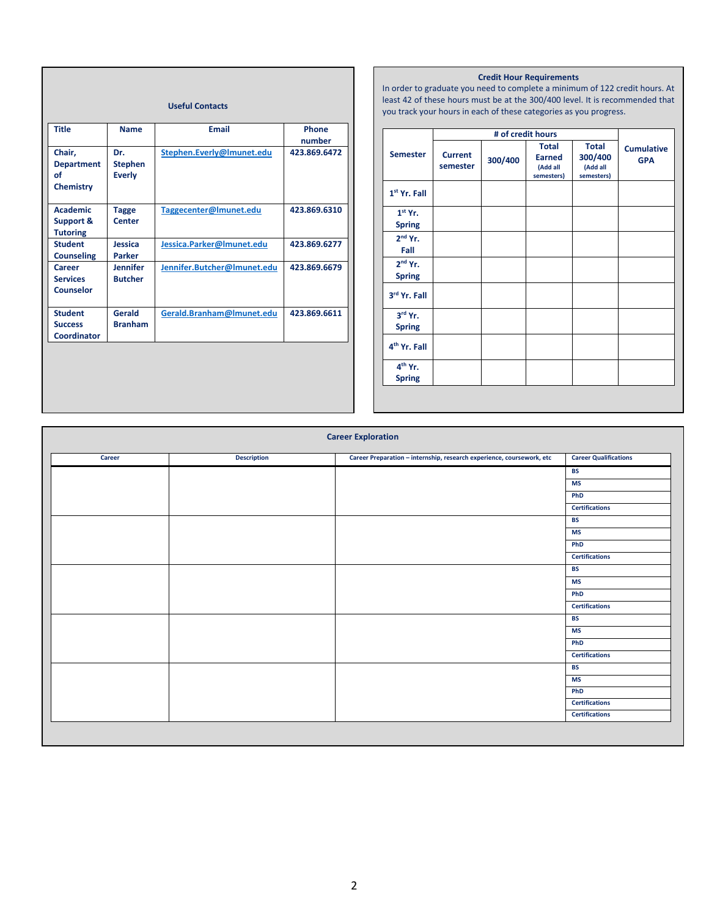## Useful Contacts

| Title | Name | Email | Phone number |
|---|---|---|---|
| Chair, Department of Chemistry | Dr. Stephen Everly | Stephen.Everly@lmunet.edu | 423.869.6472 |
| Academic Support & Tutoring | Tagge Center | Taggecenter@lmunet.edu | 423.869.6310 |
| Student Counseling | Jessica Parker | Jessica.Parker@lmunet.edu | 423.869.6277 |
| Career Services Counselor | Jennifer Butcher | Jennifer.Butcher@lmunet.edu | 423.869.6679 |
| Student Success Coordinator | Gerald Branham | Gerald.Branham@lmunet.edu | 423.869.6611 |

## Credit Hour Requirements

In order to graduate you need to complete a minimum of 122 credit hours. At least 42 of these hours must be at the 300/400 level. It is recommended that you track your hours in each of these categories as you progress.

| Semester | # of credit hours | | | | Cumulative GPA |
|---|---|---|---|---|---|
| | Current semester | 300/400 | Total Earned (Add all semesters) | Total 300/400 (Add all semesters) | |
| 1st Yr. Fall | | | | | |
| 1st Yr. Spring | | | | | |
| 2nd Yr. Fall | | | | | |
| 2nd Yr. Spring | | | | | |
| 3rd Yr. Fall | | | | | |
| 3rd Yr. Spring | | | | | |
| 4th Yr. Fall | | | | | |
| 4th Yr. Spring | | | | | |

## Career Exploration

| Career | Description | Career Preparation – internship, research experience, coursework, etc | Career Qualifications |
|---|---|---|---|
| | | | BS |
| | | | MS |
| | | | PhD |
| | | | Certifications |
| | | | BS |
| | | | MS |
| | | | PhD |
| | | | Certifications |
| | | | BS |
| | | | MS |
| | | | PhD |
| | | | Certifications |
| | | | BS |
| | | | MS |
| | | | PhD |
| | | | Certifications |
| | | | BS |
| | | | MS |
| | | | PhD |
| | | | Certifications |
| | | | Certifications |